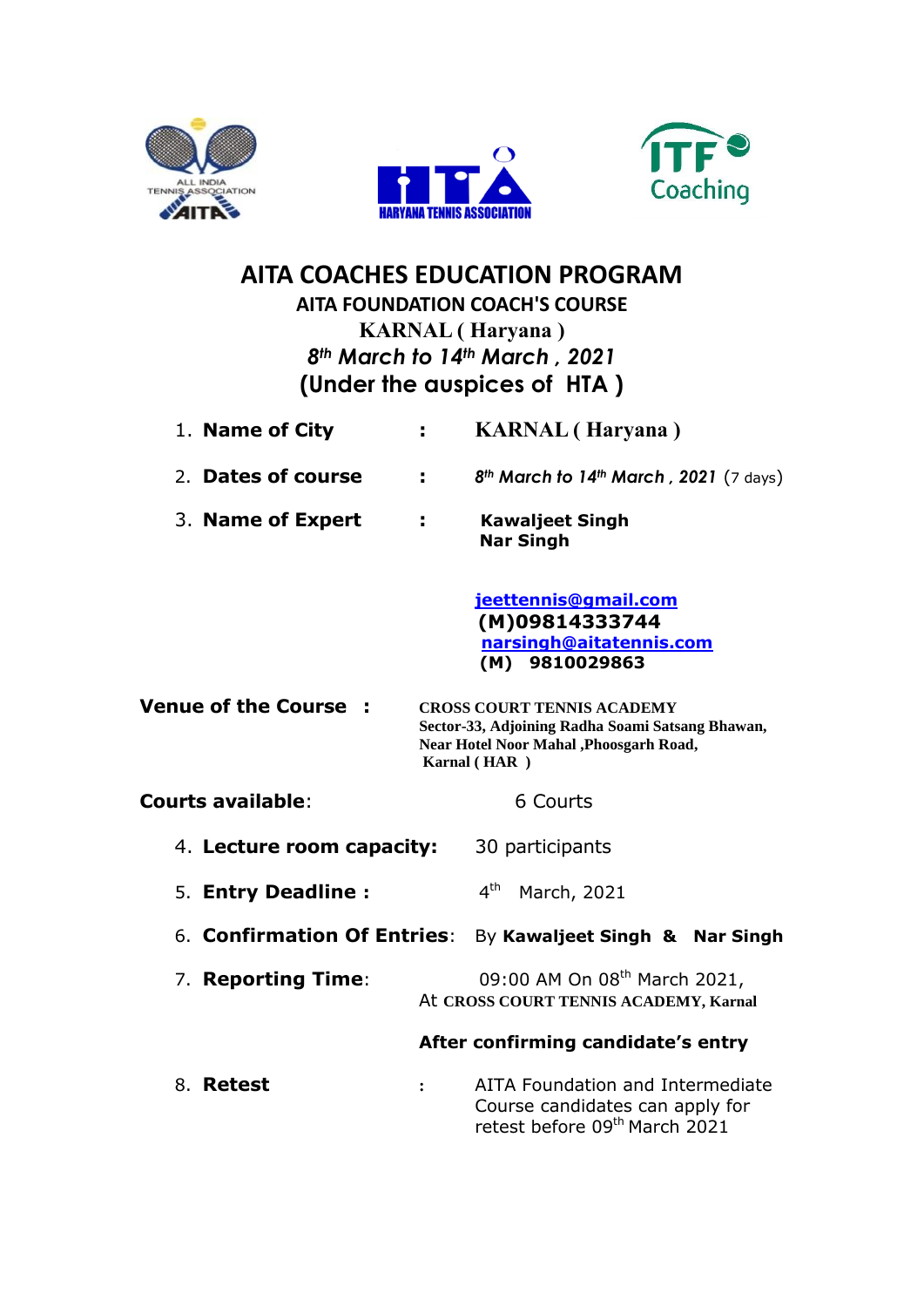# AITA COACHES EDUCATION PROGRAM

## AITA FOUNDATION COACH'S COURSE

### KARNAL ( Haryana )

### *8th March to 14th March , 2021*

### (Under the auspices of HTA )

1. **Name of City** : KARNAL ( Haryana )
2. **Dates of course** : *8th March to 14th March , 2021* (7 days)
3. **Name of Expert** : **Kawaljeet Singh**
   **Nar Singh**

   jeettennis@gmail.com
   **(M)09814333744**
   narsingh@aitatennis.com
   **(M) 9810029863**

**Venue of the Course :** **CROSS COURT TENNIS ACADEMY**
**Sector-33, Adjoining Radha Soami Satsang Bhawan,**
**Near Hotel Noor Mahal ,Phoosgarh Road,**
**Karnal ( HAR )**

**Courts available**: 6 Courts

4. **Lecture room capacity:** 30 participants
5. **Entry Deadline :** 4th March, 2021
6. **Confirmation Of Entries**: By **Kawaljeet Singh & Nar Singh**
7. **Reporting Time**: 09:00 AM On 08th March 2021,
   At **CROSS COURT TENNIS ACADEMY, Karnal**

   **After confirming candidate's entry**
8. **Retest** : AITA Foundation and Intermediate Course candidates can apply for retest before 09th March 2021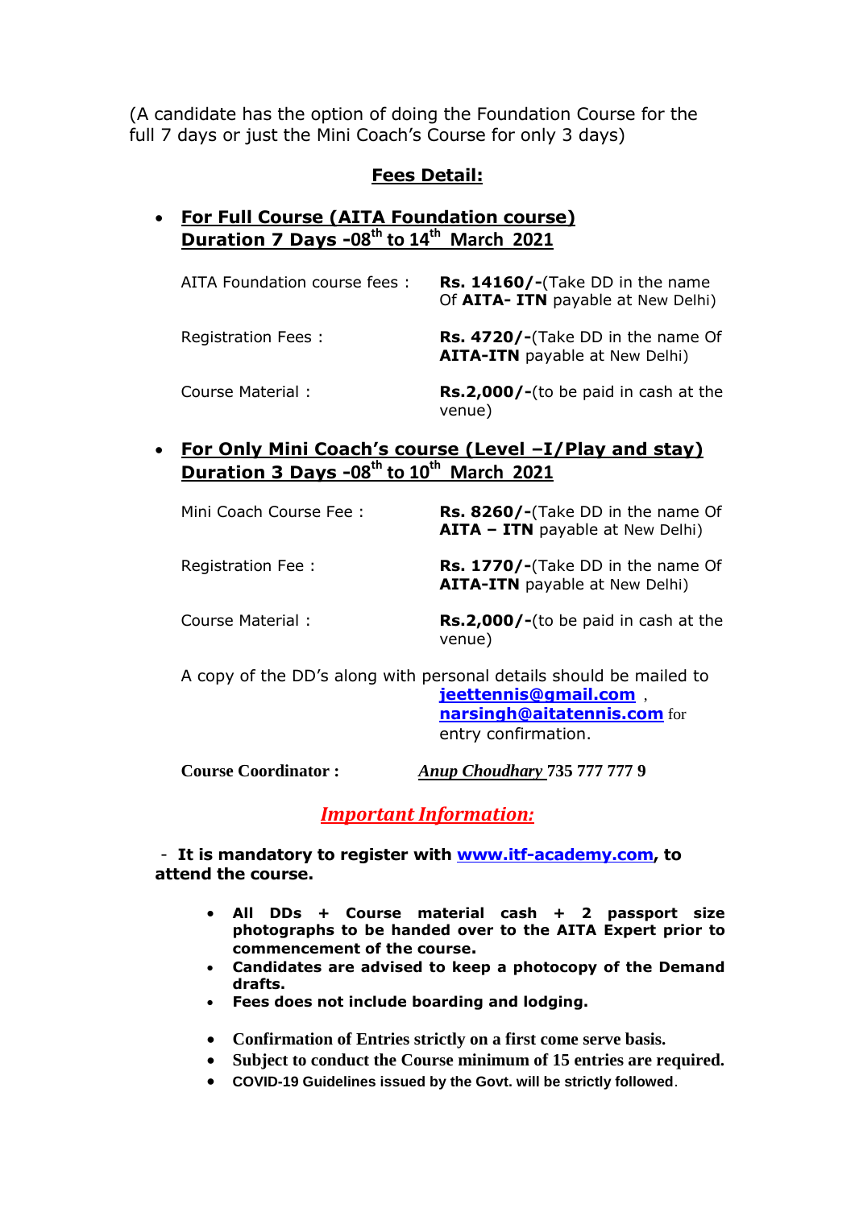(A candidate has the option of doing the Foundation Course for the full 7 days or just the Mini Coach's Course for only 3 days)

## Fees Detail:

- **For Full Course (AITA Foundation course)**
  **Duration 7 Days -08th to 14th March 2021**

| | |
|---|---|
| AITA Foundation course fees : | **Rs. 14160/-**(Take DD in the name Of **AITA- ITN** payable at New Delhi) |
| Registration Fees : | **Rs. 4720/-**(Take DD in the name Of **AITA-ITN** payable at New Delhi) |
| Course Material : | **Rs.2,000/-**(to be paid in cash at the venue) |

- **For Only Mini Coach's course (Level –I/Play and stay)**
  **Duration 3 Days -08th to 10th March 2021**

| | |
|---|---|
| Mini Coach Course Fee : | **Rs. 8260/-**(Take DD in the name Of **AITA – ITN** payable at New Delhi) |
| Registration Fee : | **Rs. 1770/-**(Take DD in the name Of **AITA-ITN** payable at New Delhi) |
| Course Material : | **Rs.2,000/-**(to be paid in cash at the venue) |

A copy of the DD's along with personal details should be mailed to **jeettennis@gmail.com** , **narsingh@aitatennis.com** for entry confirmation.

**Course Coordinator :** ***Anup Choudhary*** **735 777 777 9**

## *Important Information:*

- **It is mandatory to register with www.itf-academy.com, to attend the course.**

- **All DDs + Course material cash + 2 passport size photographs to be handed over to the AITA Expert prior to commencement of the course.**
- **Candidates are advised to keep a photocopy of the Demand drafts.**
- **Fees does not include boarding and lodging.**

- **Confirmation of Entries strictly on a first come serve basis.**
- **Subject to conduct the Course minimum of 15 entries are required.**
- **COVID-19 Guidelines issued by the Govt. will be strictly followed**.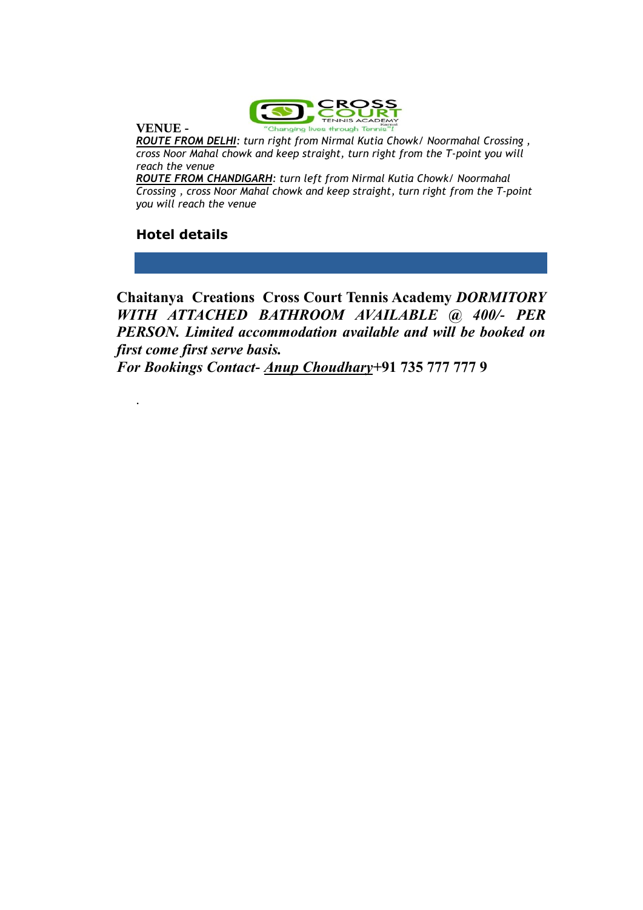**VENUE -**

***ROUTE FROM DELHI***: *turn right from Nirmal Kutia Chowk/ Noormahal Crossing , cross Noor Mahal chowk and keep straight, turn right from the T-point you will reach the venue*

***ROUTE FROM CHANDIGARH***: *turn left from Nirmal Kutia Chowk/ Noormahal Crossing , cross Noor Mahal chowk and keep straight, turn right from the T-point you will reach the venue*

## Hotel details

**Chaitanya Creations Cross Court Tennis Academy *DORMITORY WITH ATTACHED BATHROOM AVAILABLE @ 400/- PER PERSON. Limited accommodation available and will be booked on first come first serve basis.***

***For Bookings Contact- Anup Choudhary*+91 735 777 777 9**

.